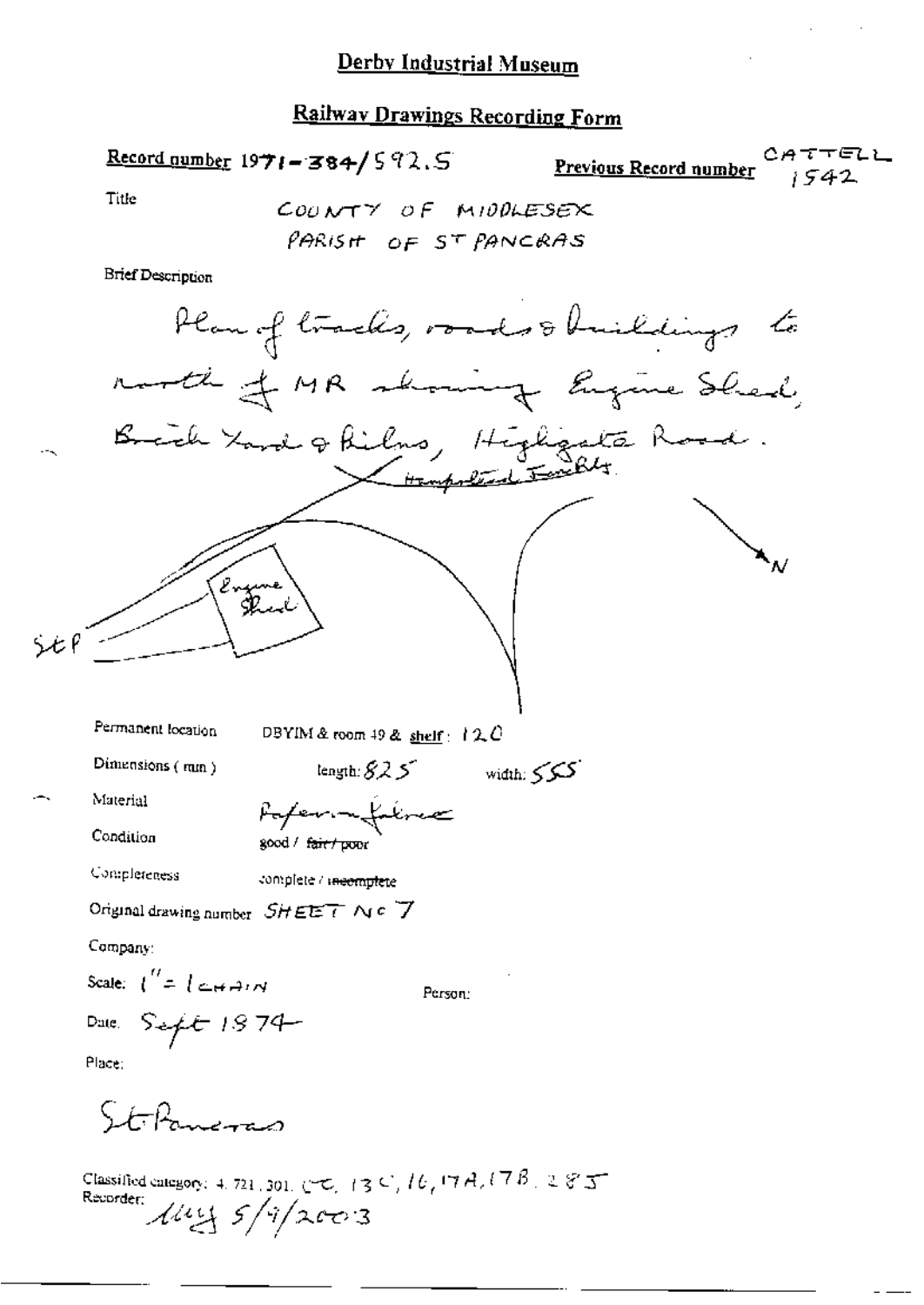# Derby Industrial Museum

## Railway Drawings Recording Form

**Record number** 1971-384/592.5

**Previous Record number** CATTELL 1542

Title

COUNTY OF MIDDLESEX
PARISH OF ST PANCRAS

Brief Description

Plan of tracks, roads & buildings to north of MR showing Engine Shed, Brick Yard & Kilns, Highgate Road.

Hampstead Junc Rly.

Engine Shed

StP

N

Permanent location DBYIM & room 49 & shelf: 120

Dimensions (mm) length: 825 width: 555

Material Paper on fabric

Condition good / ~~fair / poor~~

Completeness complete / ~~incomplete~~

Original drawing number SHEET No 7

Company:

Scale: 1" = 1 CHAIN

Person:

Date: Sept 1874

Place:

St Pancras

Classified category: 4. 721. 301. CC, 13C, 16, 17A, 17B, 28S

Recorder: MLY 5/9/2003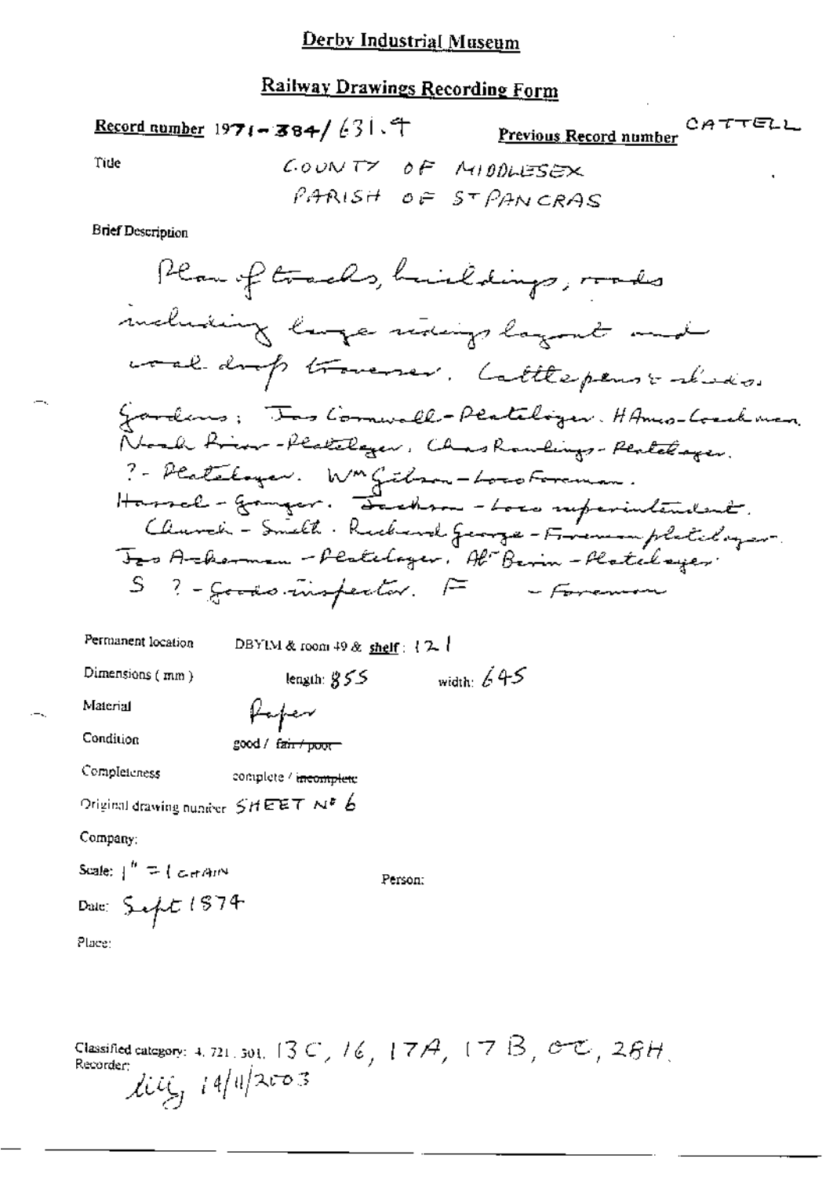# Derby Industrial Museum

## Railway Drawings Recording Form

**Record number** 1971-384/631.4

**Previous Record number** CATTELL

Title COUNTY OF MIDDLESEX PARISH OF ST PANCRAS

Brief Description

Plan of tracks, buildings, roads including large siding layout and coal drop traverser. Cattlepens & sheds. Gardens; Jas Cornwall-Platelayer. H Amos-Coachman. Noah Prior-Platelayer. Chas Rawlings-Platelayer. ?-Platelayer. Wm Gibson-Loco Foreman. Hassel-Ganger. Jackson-Loco superintendent. Church-Smith. Richard George-Foreman platelayer. Jas Ackerman-Platelayer. Alf Bevin-Platelayer. S ?-Goods inspector. F - Foreman

Permanent location DBYIM & room 49 & shelf: 121

Dimensions (mm) length: 855 width: 645

Material Paper

Condition good / ~~fair / poor~~

Completeness complete / ~~incomplete~~

Original drawing number SHEET No 6

Company:

Scale: 1" = 1 CHAIN

Person:

Date: Sept 1874

Place:

Classified category: 4.721.301. 13C, 16, 17A, 17B, OC, 28H.

Recorder: lily 14/11/2003